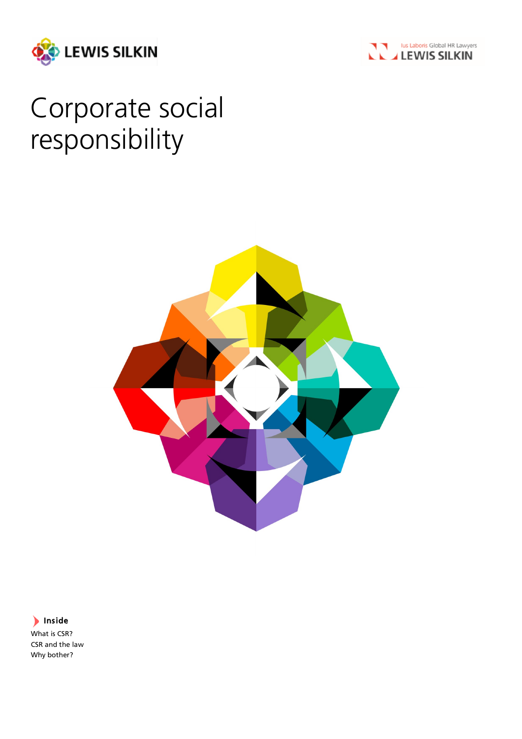LEWIS SILKIN

Ius Laboris Global HR Lawyers
LEWIS SILKIN

# Corporate social responsibility

**Inside**

What is CSR?
CSR and the law
Why bother?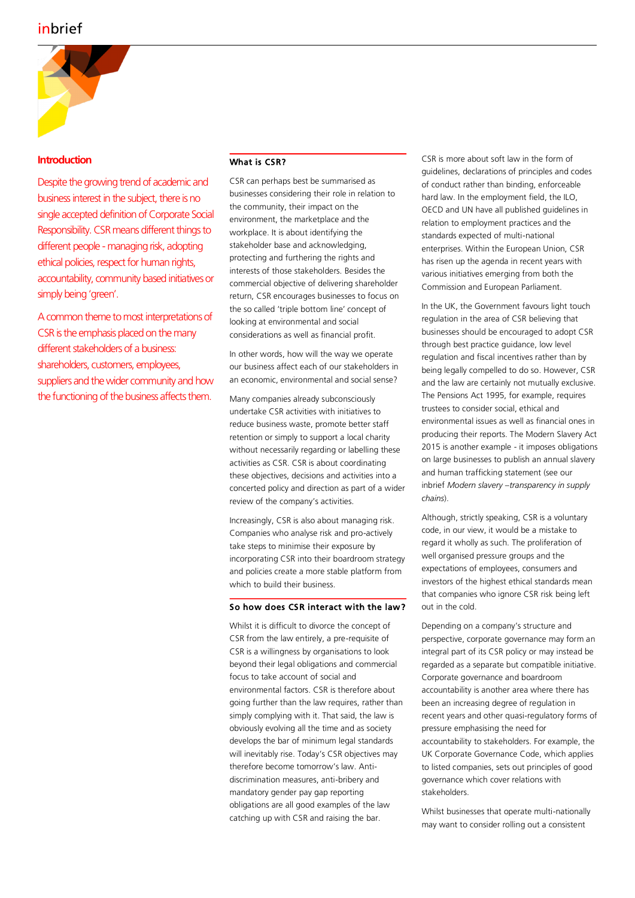## Introduction

Despite the growing trend of academic and business interest in the subject, there is no single accepted definition of Corporate Social Responsibility. CSR means different things to different people - managing risk, adopting ethical policies, respect for human rights, accountability, community based initiatives or simply being 'green'.

A common theme to most interpretations of CSR is the emphasis placed on the many different stakeholders of a business: shareholders, customers, employees, suppliers and the wider community and how the functioning of the business affects them.

## What is CSR?

CSR can perhaps best be summarised as businesses considering their role in relation to the community, their impact on the environment, the marketplace and the workplace. It is about identifying the stakeholder base and acknowledging, protecting and furthering the rights and interests of those stakeholders. Besides the commercial objective of delivering shareholder return, CSR encourages businesses to focus on the so called 'triple bottom line' concept of looking at environmental and social considerations as well as financial profit.

In other words, how will the way we operate our business affect each of our stakeholders in an economic, environmental and social sense?

Many companies already subconsciously undertake CSR activities with initiatives to reduce business waste, promote better staff retention or simply to support a local charity without necessarily regarding or labelling these activities as CSR. CSR is about coordinating these objectives, decisions and activities into a concerted policy and direction as part of a wider review of the company's activities.

Increasingly, CSR is also about managing risk. Companies who analyse risk and pro-actively take steps to minimise their exposure by incorporating CSR into their boardroom strategy and policies create a more stable platform from which to build their business.

## So how does CSR interact with the law?

Whilst it is difficult to divorce the concept of CSR from the law entirely, a pre-requisite of CSR is a willingness by organisations to look beyond their legal obligations and commercial focus to take account of social and environmental factors. CSR is therefore about going further than the law requires, rather than simply complying with it. That said, the law is obviously evolving all the time and as society develops the bar of minimum legal standards will inevitably rise. Today's CSR objectives may therefore become tomorrow's law. Anti-discrimination measures, anti-bribery and mandatory gender pay gap reporting obligations are all good examples of the law catching up with CSR and raising the bar.

CSR is more about soft law in the form of guidelines, declarations of principles and codes of conduct rather than binding, enforceable hard law. In the employment field, the ILO, OECD and UN have all published guidelines in relation to employment practices and the standards expected of multi-national enterprises. Within the European Union, CSR has risen up the agenda in recent years with various initiatives emerging from both the Commission and European Parliament.

In the UK, the Government favours light touch regulation in the area of CSR believing that businesses should be encouraged to adopt CSR through best practice guidance, low level regulation and fiscal incentives rather than by being legally compelled to do so. However, CSR and the law are certainly not mutually exclusive. The Pensions Act 1995, for example, requires trustees to consider social, ethical and environmental issues as well as financial ones in producing their reports. The Modern Slavery Act 2015 is another example - it imposes obligations on large businesses to publish an annual slavery and human trafficking statement (see our inbrief *Modern slavery –transparency in supply chains*).

Although, strictly speaking, CSR is a voluntary code, in our view, it would be a mistake to regard it wholly as such. The proliferation of well organised pressure groups and the expectations of employees, consumers and investors of the highest ethical standards mean that companies who ignore CSR risk being left out in the cold.

Depending on a company's structure and perspective, corporate governance may form an integral part of its CSR policy or may instead be regarded as a separate but compatible initiative. Corporate governance and boardroom accountability is another area where there has been an increasing degree of regulation in recent years and other quasi-regulatory forms of pressure emphasising the need for accountability to stakeholders. For example, the UK Corporate Governance Code, which applies to listed companies, sets out principles of good governance which cover relations with stakeholders.

Whilst businesses that operate multi-nationally may want to consider rolling out a consistent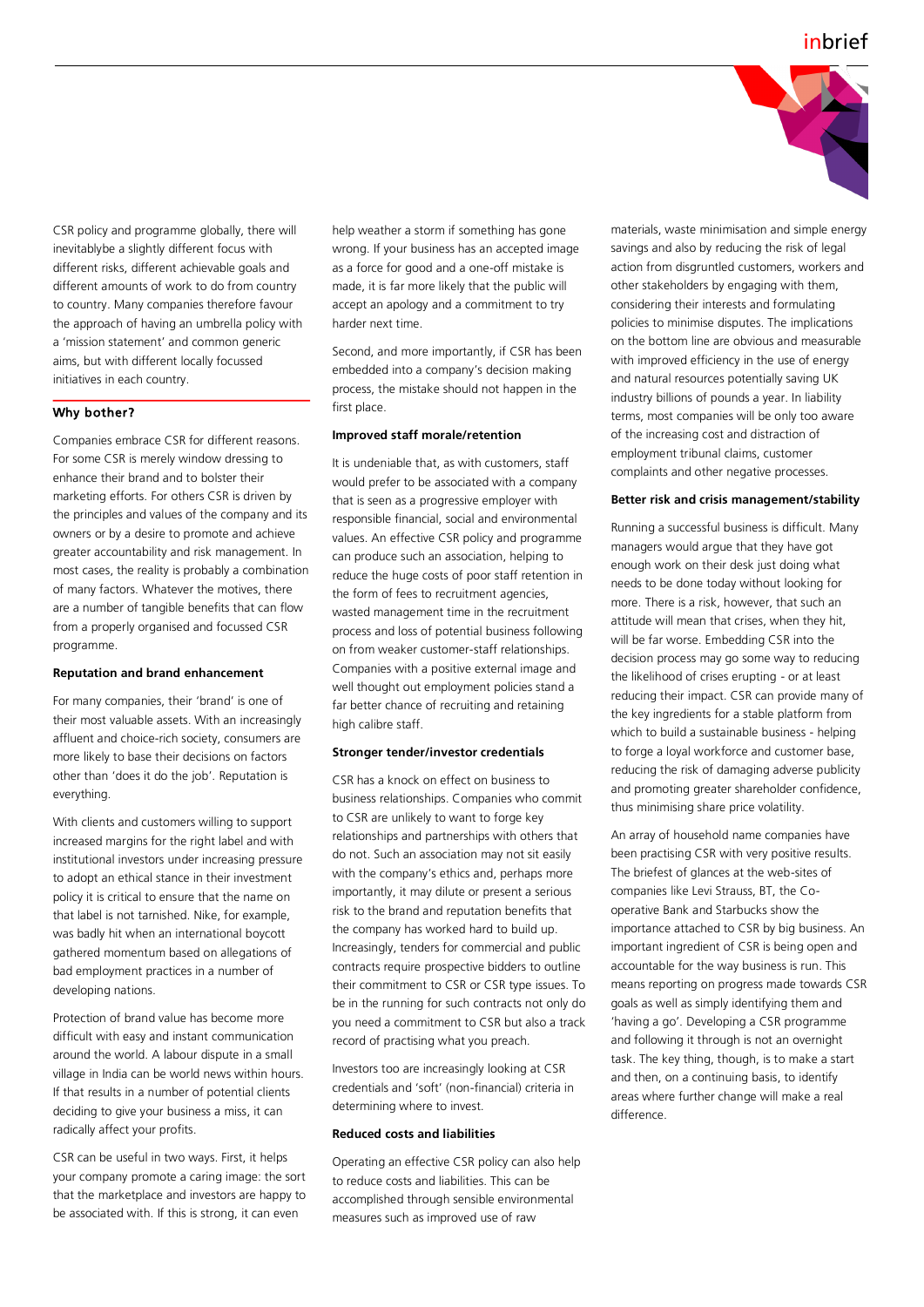CSR policy and programme globally, there will inevitablybe a slightly different focus with different risks, different achievable goals and different amounts of work to do from country to country. Many companies therefore favour the approach of having an umbrella policy with a 'mission statement' and common generic aims, but with different locally focussed initiatives in each country.

## Why bother?

Companies embrace CSR for different reasons. For some CSR is merely window dressing to enhance their brand and to bolster their marketing efforts. For others CSR is driven by the principles and values of the company and its owners or by a desire to promote and achieve greater accountability and risk management. In most cases, the reality is probably a combination of many factors. Whatever the motives, there are a number of tangible benefits that can flow from a properly organised and focussed CSR programme.

### Reputation and brand enhancement

For many companies, their 'brand' is one of their most valuable assets. With an increasingly affluent and choice-rich society, consumers are more likely to base their decisions on factors other than 'does it do the job'. Reputation is everything.

With clients and customers willing to support increased margins for the right label and with institutional investors under increasing pressure to adopt an ethical stance in their investment policy it is critical to ensure that the name on that label is not tarnished. Nike, for example, was badly hit when an international boycott gathered momentum based on allegations of bad employment practices in a number of developing nations.

Protection of brand value has become more difficult with easy and instant communication around the world. A labour dispute in a small village in India can be world news within hours. If that results in a number of potential clients deciding to give your business a miss, it can radically affect your profits.

CSR can be useful in two ways. First, it helps your company promote a caring image: the sort that the marketplace and investors are happy to be associated with. If this is strong, it can even help weather a storm if something has gone wrong. If your business has an accepted image as a force for good and a one-off mistake is made, it is far more likely that the public will accept an apology and a commitment to try harder next time.

Second, and more importantly, if CSR has been embedded into a company's decision making process, the mistake should not happen in the first place.

### Improved staff morale/retention

It is undeniable that, as with customers, staff would prefer to be associated with a company that is seen as a progressive employer with responsible financial, social and environmental values. An effective CSR policy and programme can produce such an association, helping to reduce the huge costs of poor staff retention in the form of fees to recruitment agencies, wasted management time in the recruitment process and loss of potential business following on from weaker customer-staff relationships. Companies with a positive external image and well thought out employment policies stand a far better chance of recruiting and retaining high calibre staff.

### Stronger tender/investor credentials

CSR has a knock on effect on business to business relationships. Companies who commit to CSR are unlikely to want to forge key relationships and partnerships with others that do not. Such an association may not sit easily with the company's ethics and, perhaps more importantly, it may dilute or present a serious risk to the brand and reputation benefits that the company has worked hard to build up. Increasingly, tenders for commercial and public contracts require prospective bidders to outline their commitment to CSR or CSR type issues. To be in the running for such contracts not only do you need a commitment to CSR but also a track record of practising what you preach.

Investors too are increasingly looking at CSR credentials and 'soft' (non-financial) criteria in determining where to invest.

### Reduced costs and liabilities

Operating an effective CSR policy can also help to reduce costs and liabilities. This can be accomplished through sensible environmental measures such as improved use of raw materials, waste minimisation and simple energy savings and also by reducing the risk of legal action from disgruntled customers, workers and other stakeholders by engaging with them, considering their interests and formulating policies to minimise disputes. The implications on the bottom line are obvious and measurable with improved efficiency in the use of energy and natural resources potentially saving UK industry billions of pounds a year. In liability terms, most companies will be only too aware of the increasing cost and distraction of employment tribunal claims, customer complaints and other negative processes.

### Better risk and crisis management/stability

Running a successful business is difficult. Many managers would argue that they have got enough work on their desk just doing what needs to be done today without looking for more. There is a risk, however, that such an attitude will mean that crises, when they hit, will be far worse. Embedding CSR into the decision process may go some way to reducing the likelihood of crises erupting - or at least reducing their impact. CSR can provide many of the key ingredients for a stable platform from which to build a sustainable business - helping to forge a loyal workforce and customer base, reducing the risk of damaging adverse publicity and promoting greater shareholder confidence, thus minimising share price volatility.

An array of household name companies have been practising CSR with very positive results. The briefest of glances at the web-sites of companies like Levi Strauss, BT, the Co-operative Bank and Starbucks show the importance attached to CSR by big business. An important ingredient of CSR is being open and accountable for the way business is run. This means reporting on progress made towards CSR goals as well as simply identifying them and 'having a go'. Developing a CSR programme and following it through is not an overnight task. The key thing, though, is to make a start and then, on a continuing basis, to identify areas where further change will make a real difference.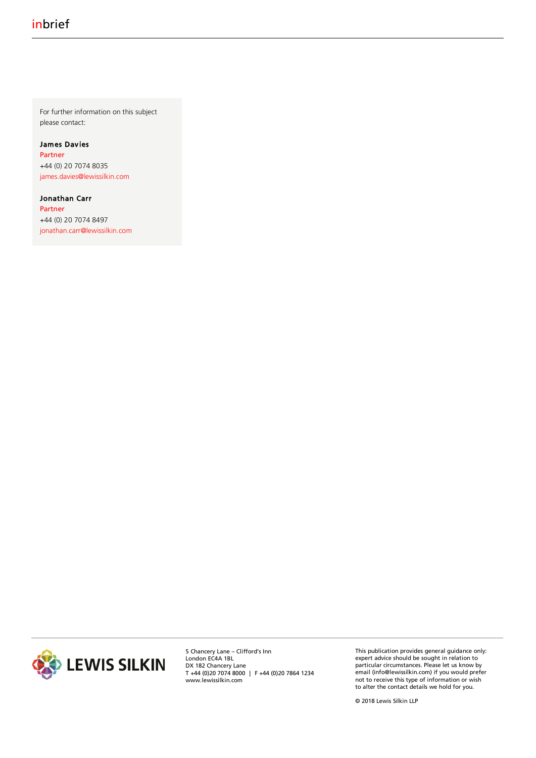For further information on this subject please contact:

**James Davies**
Partner
+44 (0) 20 7074 8035
james.davies@lewissilkin.com

**Jonathan Carr**
Partner
+44 (0) 20 7074 8497
jonathan.carr@lewissilkin.com

LEWIS SILKIN

5 Chancery Lane – Clifford's Inn
London EC4A 1BL
DX 182 Chancery Lane
T +44 (0)20 7074 8000 | F +44 (0)20 7864 1234
www.lewissilkin.com

This publication provides general guidance only: expert advice should be sought in relation to particular circumstances. Please let us know by email (info@lewissilkin.com) if you would prefer not to receive this type of information or wish to alter the contact details we hold for you.

© 2018 Lewis Silkin LLP